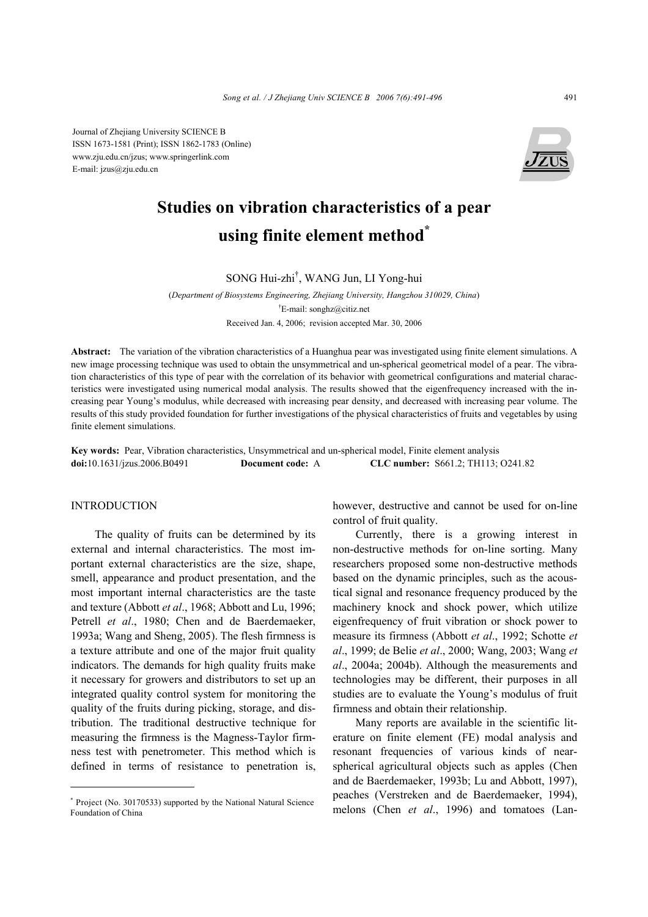Journal of Zhejiang University SCIENCE B
ISSN 1673-1581 (Print); ISSN 1862-1783 (Online)
www.zju.edu.cn/jzus; www.springerlink.com
E-mail: jzus@zju.edu.cn

# Studies on vibration characteristics of a pear using finite element method*

SONG Hui-zhi†, WANG Jun, LI Yong-hui

(*Department of Biosystems Engineering, Zhejiang University, Hangzhou 310029, China*)

†E-mail: songhz@citiz.net

Received Jan. 4, 2006; revision accepted Mar. 30, 2006

**Abstract:** The variation of the vibration characteristics of a Huanghua pear was investigated using finite element simulations. A new image processing technique was used to obtain the unsymmetrical and un-spherical geometrical model of a pear. The vibration characteristics of this type of pear with the correlation of its behavior with geometrical configurations and material characteristics were investigated using numerical modal analysis. The results showed that the eigenfrequency increased with the increasing pear Young's modulus, while decreased with increasing pear density, and decreased with increasing pear volume. The results of this study provided foundation for further investigations of the physical characteristics of fruits and vegetables by using finite element simulations.

**Key words:** Pear, Vibration characteristics, Unsymmetrical and un-spherical model, Finite element analysis

**doi:**10.1631/jzus.2006.B0491 **Document code:** A **CLC number:** S661.2; TH113; O241.82

## INTRODUCTION

The quality of fruits can be determined by its external and internal characteristics. The most important external characteristics are the size, shape, smell, appearance and product presentation, and the most important internal characteristics are the taste and texture (Abbott *et al*., 1968; Abbott and Lu, 1996; Petrell *et al*., 1980; Chen and de Baerdemaeker, 1993a; Wang and Sheng, 2005). The flesh firmness is a texture attribute and one of the major fruit quality indicators. The demands for high quality fruits make it necessary for growers and distributors to set up an integrated quality control system for monitoring the quality of the fruits during picking, storage, and distribution. The traditional destructive technique for measuring the firmness is the Magness-Taylor firmness test with penetrometer. This method which is defined in terms of resistance to penetration is, however, destructive and cannot be used for on-line control of fruit quality.

Currently, there is a growing interest in non-destructive methods for on-line sorting. Many researchers proposed some non-destructive methods based on the dynamic principles, such as the acoustical signal and resonance frequency produced by the machinery knock and shock power, which utilize eigenfrequency of fruit vibration or shock power to measure its firmness (Abbott *et al*., 1992; Schotte *et al*., 1999; de Belie *et al*., 2000; Wang, 2003; Wang *et al*., 2004a; 2004b). Although the measurements and technologies may be different, their purposes in all studies are to evaluate the Young's modulus of fruit firmness and obtain their relationship.

Many reports are available in the scientific literature on finite element (FE) modal analysis and resonant frequencies of various kinds of near-spherical agricultural objects such as apples (Chen and de Baerdemaeker, 1993b; Lu and Abbott, 1997), peaches (Verstreken and de Baerdemaeker, 1994), melons (Chen *et al*., 1996) and tomatoes (Lan-

---

* Project (No. 30170533) supported by the National Natural Science Foundation of China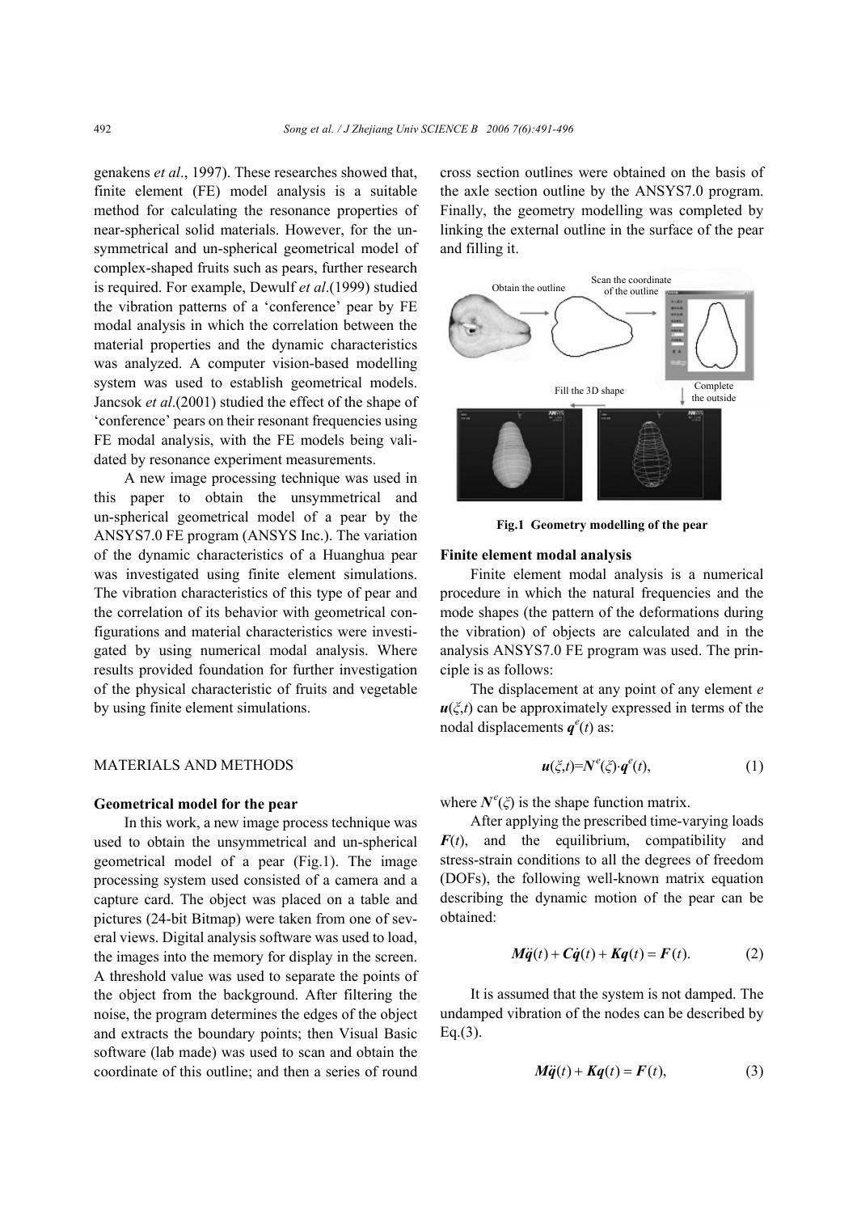genakens *et al*., 1997). These researches showed that, finite element (FE) model analysis is a suitable method for calculating the resonance properties of near-spherical solid materials. However, for the unsymmetrical and un-spherical geometrical model of complex-shaped fruits such as pears, further research is required. For example, Dewulf *et al*.(1999) studied the vibration patterns of a 'conference' pear by FE modal analysis in which the correlation between the material properties and the dynamic characteristics was analyzed. A computer vision-based modelling system was used to establish geometrical models. Jancsok *et al*.(2001) studied the effect of the shape of 'conference' pears on their resonant frequencies using FE modal analysis, with the FE models being validated by resonance experiment measurements.

A new image processing technique was used in this paper to obtain the unsymmetrical and un-spherical geometrical model of a pear by the ANSYS7.0 FE program (ANSYS Inc.). The variation of the dynamic characteristics of a Huanghua pear was investigated using finite element simulations. The vibration characteristics of this type of pear and the correlation of its behavior with geometrical configurations and material characteristics were investigated by using numerical modal analysis. Where results provided foundation for further investigation of the physical characteristic of fruits and vegetable by using finite element simulations.

## MATERIALS AND METHODS

### Geometrical model for the pear

In this work, a new image process technique was used to obtain the unsymmetrical and un-spherical geometrical model of a pear (Fig.1). The image processing system used consisted of a camera and a capture card. The object was placed on a table and pictures (24-bit Bitmap) were taken from one of several views. Digital analysis software was used to load, the images into the memory for display in the screen. A threshold value was used to separate the points of the object from the background. After filtering the noise, the program determines the edges of the object and extracts the boundary points; then Visual Basic software (lab made) was used to scan and obtain the coordinate of this outline; and then a series of round cross section outlines were obtained on the basis of the axle section outline by the ANSYS7.0 program. Finally, the geometry modelling was completed by linking the external outline in the surface of the pear and filling it.

Obtain the outline — Scan the coordinate of the outline — Complete the outside — Fill the 3D shape

**Fig.1 Geometry modelling of the pear**

### Finite element modal analysis

Finite element modal analysis is a numerical procedure in which the natural frequencies and the mode shapes (the pattern of the deformations during the vibration) of objects are calculated and in the analysis ANSYS7.0 FE program was used. The principle is as follows:

The displacement at any point of any element $e$ $\boldsymbol{u}(\xi,t)$ can be approximately expressed in terms of the nodal displacements $\boldsymbol{q}^e(t)$ as:

$$\boldsymbol{u}(\xi,t)=\boldsymbol{N}^e(\xi)\cdot\boldsymbol{q}^e(t), \tag{1}$$

where $\boldsymbol{N}^e(\xi)$ is the shape function matrix.

After applying the prescribed time-varying loads $\boldsymbol{F}(t)$, and the equilibrium, compatibility and stress-strain conditions to all the degrees of freedom (DOFs), the following well-known matrix equation describing the dynamic motion of the pear can be obtained:

$$\boldsymbol{M}\ddot{\boldsymbol{q}}(t)+\boldsymbol{C}\dot{\boldsymbol{q}}(t)+\boldsymbol{K}\boldsymbol{q}(t)=\boldsymbol{F}(t). \tag{2}$$

It is assumed that the system is not damped. The undamped vibration of the nodes can be described by Eq.(3).

$$\boldsymbol{M}\ddot{\boldsymbol{q}}(t)+\boldsymbol{K}\boldsymbol{q}(t)=\boldsymbol{F}(t), \tag{3}$$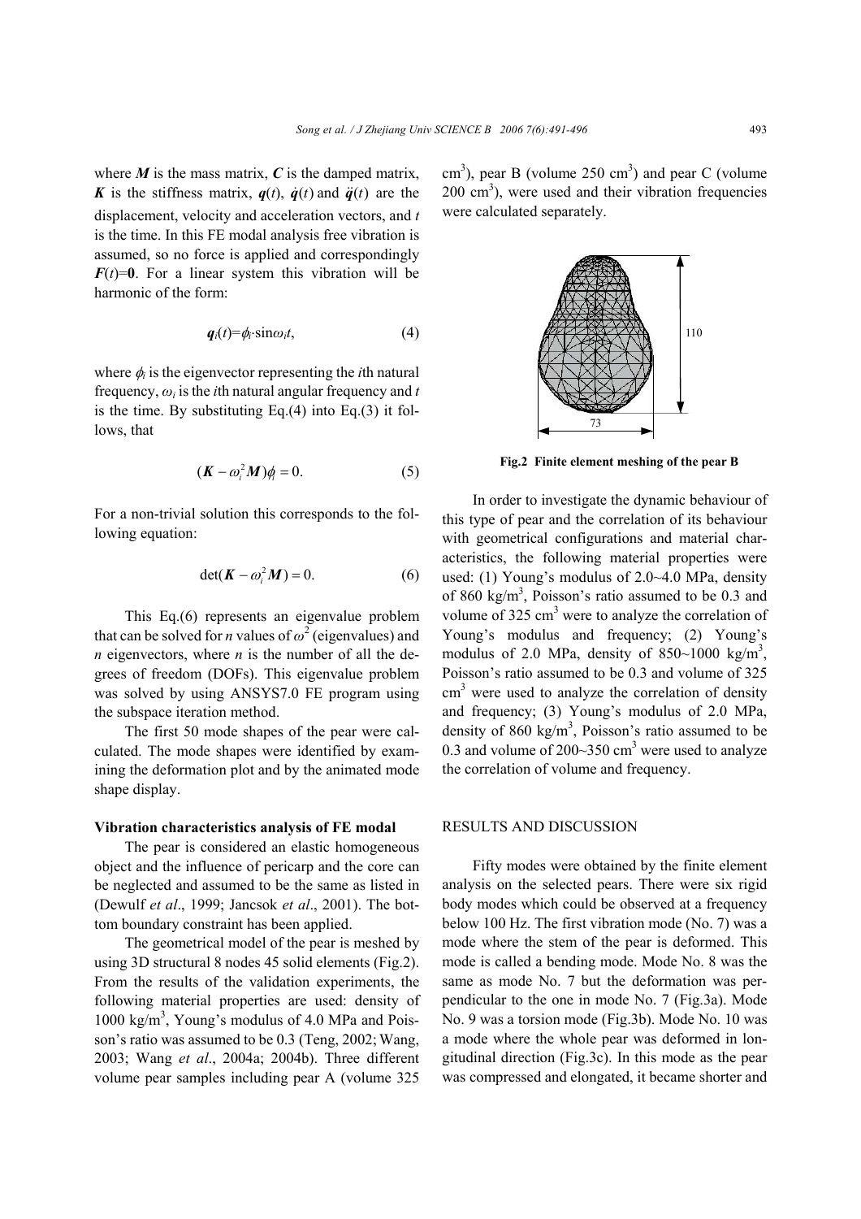where $\boldsymbol{M}$ is the mass matrix, $\boldsymbol{C}$ is the damped matrix, $\boldsymbol{K}$ is the stiffness matrix, $\boldsymbol{q}(t)$, $\dot{\boldsymbol{q}}(t)$ and $\ddot{\boldsymbol{q}}(t)$ are the displacement, velocity and acceleration vectors, and $t$ is the time. In this FE modal analysis free vibration is assumed, so no force is applied and correspondingly $\boldsymbol{F}(t)=\boldsymbol{0}$. For a linear system this vibration will be harmonic of the form:

$$\boldsymbol{q}_i(t)=\phi_i\cdot\sin\omega_i t, \tag{4}$$

where $\phi_i$ is the eigenvector representing the $i$th natural frequency, $\omega_i$ is the $i$th natural angular frequency and $t$ is the time. By substituting Eq.(4) into Eq.(3) it follows, that

$$(\boldsymbol{K}-\omega_i^2\boldsymbol{M})\phi_i=0. \tag{5}$$

For a non-trivial solution this corresponds to the following equation:

$$\det(\boldsymbol{K}-\omega_i^2\boldsymbol{M})=0. \tag{6}$$

This Eq.(6) represents an eigenvalue problem that can be solved for $n$ values of $\omega^2$ (eigenvalues) and $n$ eigenvectors, where $n$ is the number of all the degrees of freedom (DOFs). This eigenvalue problem was solved by using ANSYS7.0 FE program using the subspace iteration method.

The first 50 mode shapes of the pear were calculated. The mode shapes were identified by examining the deformation plot and by the animated mode shape display.

### Vibration characteristics analysis of FE modal

The pear is considered an elastic homogeneous object and the influence of pericarp and the core can be neglected and assumed to be the same as listed in (Dewulf *et al*., 1999; Jancsok *et al*., 2001). The bottom boundary constraint has been applied.

The geometrical model of the pear is meshed by using 3D structural 8 nodes 45 solid elements (Fig.2). From the results of the validation experiments, the following material properties are used: density of 1000 kg/m$^3$, Young's modulus of 4.0 MPa and Poisson's ratio was assumed to be 0.3 (Teng, 2002; Wang, 2003; Wang *et al*., 2004a; 2004b). Three different volume pear samples including pear A (volume 325 cm$^3$), pear B (volume 250 cm$^3$) and pear C (volume 200 cm$^3$), were used and their vibration frequencies were calculated separately.

**Fig.2 Finite element meshing of the pear B**

In order to investigate the dynamic behaviour of this type of pear and the correlation of its behaviour with geometrical configurations and material characteristics, the following material properties were used: (1) Young's modulus of 2.0~4.0 MPa, density of 860 kg/m$^3$, Poisson's ratio assumed to be 0.3 and volume of 325 cm$^3$ were to analyze the correlation of Young's modulus and frequency; (2) Young's modulus of 2.0 MPa, density of 850~1000 kg/m$^3$, Poisson's ratio assumed to be 0.3 and volume of 325 cm$^3$ were used to analyze the correlation of density and frequency; (3) Young's modulus of 2.0 MPa, density of 860 kg/m$^3$, Poisson's ratio assumed to be 0.3 and volume of 200~350 cm$^3$ were used to analyze the correlation of volume and frequency.

## RESULTS AND DISCUSSION

Fifty modes were obtained by the finite element analysis on the selected pears. There were six rigid body modes which could be observed at a frequency below 100 Hz. The first vibration mode (No. 7) was a mode where the stem of the pear is deformed. This mode is called a bending mode. Mode No. 8 was the same as mode No. 7 but the deformation was perpendicular to the one in mode No. 7 (Fig.3a). Mode No. 9 was a torsion mode (Fig.3b). Mode No. 10 was a mode where the whole pear was deformed in longitudinal direction (Fig.3c). In this mode as the pear was compressed and elongated, it became shorter and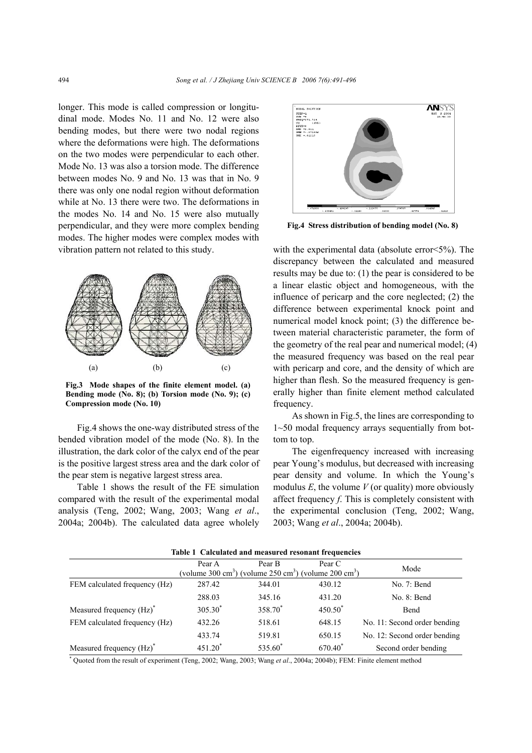longer. This mode is called compression or longitudinal mode. Modes No. 11 and No. 12 were also bending modes, but there were two nodal regions where the deformations were high. The deformations on the two modes were perpendicular to each other. Mode No. 13 was also a torsion mode. The difference between modes No. 9 and No. 13 was that in No. 9 there was only one nodal region without deformation while at No. 13 there were two. The deformations in the modes No. 14 and No. 15 were also mutually perpendicular, and they were more complex bending modes. The higher modes were complex modes with vibration pattern not related to this study.

(a) (b) (c)

**Fig.3 Mode shapes of the finite element model. (a) Bending mode (No. 8); (b) Torsion mode (No. 9); (c) Compression mode (No. 10)**

Fig.4 shows the one-way distributed stress of the bended vibration model of the mode (No. 8). In the illustration, the dark color of the calyx end of the pear is the positive largest stress area and the dark color of the pear stem is negative largest stress area.

Table 1 shows the result of the FE simulation compared with the result of the experimental modal analysis (Teng, 2002; Wang, 2003; Wang *et al*., 2004a; 2004b). The calculated data agree wholely with the experimental data (absolute error<5%). The discrepancy between the calculated and measured results may be due to: (1) the pear is considered to be a linear elastic object and homogeneous, with the influence of pericarp and the core neglected; (2) the difference between experimental knock point and numerical model knock point; (3) the difference between material characteristic parameter, the form of the geometry of the real pear and numerical model; (4) the measured frequency was based on the real pear with pericarp and core, and the density of which are higher than flesh. So the measured frequency is generally higher than finite element method calculated frequency.

**Fig.4 Stress distribution of bending model (No. 8)**

As shown in Fig.5, the lines are corresponding to 1~50 modal frequency arrays sequentially from bottom to top.

The eigenfrequency increased with increasing pear Young's modulus, but decreased with increasing pear density and volume. In which the Young's modulus $E$, the volume $V$ (or quality) more obviously affect frequency $f$. This is completely consistent with the experimental conclusion (Teng, 2002; Wang, 2003; Wang *et al*., 2004a; 2004b).

**Table 1 Calculated and measured resonant frequencies**

| | Pear A (volume 300 cm$^3$) | Pear B (volume 250 cm$^3$) | Pear C (volume 200 cm$^3$) | Mode |
|---|---|---|---|---|
| FEM calculated frequency (Hz) | 287.42 | 344.01 | 430.12 | No. 7: Bend |
| | 288.03 | 345.16 | 431.20 | No. 8: Bend |
| Measured frequency (Hz)* | 305.30* | 358.70* | 450.50* | Bend |
| FEM calculated frequency (Hz) | 432.26 | 518.61 | 648.15 | No. 11: Second order bending |
| | 433.74 | 519.81 | 650.15 | No. 12: Second order bending |
| Measured frequency (Hz)* | 451.20* | 535.60* | 670.40* | Second order bending |

\* Quoted from the result of experiment (Teng, 2002; Wang, 2003; Wang *et al*., 2004a; 2004b); FEM: Finite element method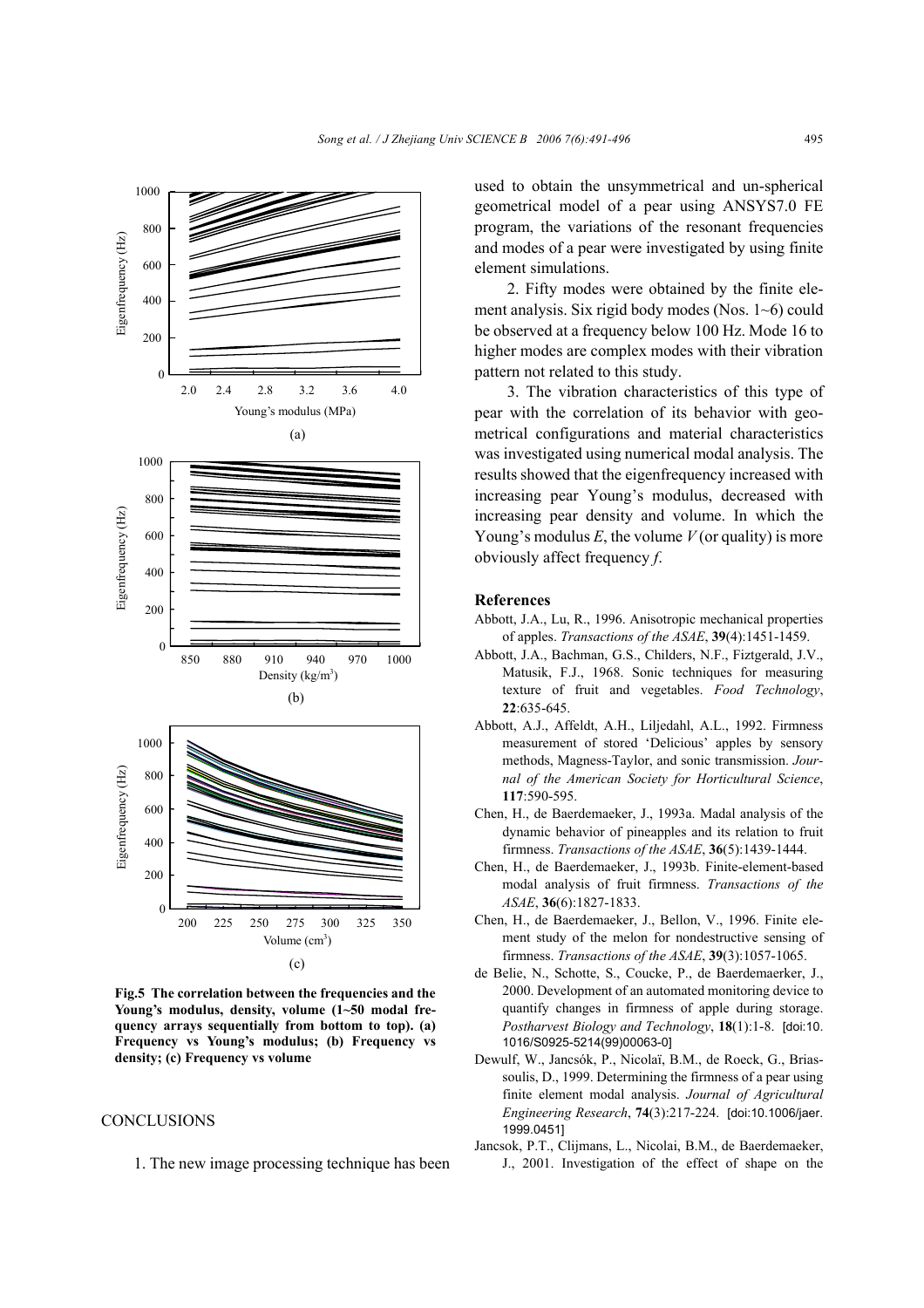Fig.5 The correlation between the frequencies and the Young's modulus, density, volume (1~50 modal frequency arrays sequentially from bottom to top). (a) Frequency vs Young's modulus; (b) Frequency vs density; (c) Frequency vs volume

## CONCLUSIONS

1. The new image processing technique has been used to obtain the unsymmetrical and un-spherical geometrical model of a pear using ANSYS7.0 FE program, the variations of the resonant frequencies and modes of a pear were investigated by using finite element simulations.

2. Fifty modes were obtained by the finite element analysis. Six rigid body modes (Nos. 1~6) could be observed at a frequency below 100 Hz. Mode 16 to higher modes are complex modes with their vibration pattern not related to this study.

3. The vibration characteristics of this type of pear with the correlation of its behavior with geometrical configurations and material characteristics was investigated using numerical modal analysis. The results showed that the eigenfrequency increased with increasing pear Young's modulus, decreased with increasing pear density and volume. In which the Young's modulus $E$, the volume $V$ (or quality) is more obviously affect frequency $f$.

## References

Abbott, J.A., Lu, R., 1996. Anisotropic mechanical properties of apples. *Transactions of the ASAE*, **39**(4):1451-1459.

Abbott, J.A., Bachman, G.S., Childers, N.F., Fiztgerald, J.V., Matusik, F.J., 1968. Sonic techniques for measuring texture of fruit and vegetables. *Food Technology*, **22**:635-645.

Abbott, A.J., Affeldt, A.H., Liljedahl, A.L., 1992. Firmness measurement of stored 'Delicious' apples by sensory methods, Magness-Taylor, and sonic transmission. *Journal of the American Society for Horticultural Science*, **117**:590-595.

Chen, H., de Baerdemaeker, J., 1993a. Madal analysis of the dynamic behavior of pineapples and its relation to fruit firmness. *Transactions of the ASAE*, **36**(5):1439-1444.

Chen, H., de Baerdemaeker, J., 1993b. Finite-element-based modal analysis of fruit firmness. *Transactions of the ASAE*, **36**(6):1827-1833.

Chen, H., de Baerdemaeker, J., Bellon, V., 1996. Finite element study of the melon for nondestructive sensing of firmness. *Transactions of the ASAE*, **39**(3):1057-1065.

de Belie, N., Schotte, S., Coucke, P., de Baerdemaerker, J., 2000. Development of an automated monitoring device to quantify changes in firmness of apple during storage. *Postharvest Biology and Technology*, **18**(1):1-8. [doi:10.1016/S0925-5214(99)00063-0]

Dewulf, W., Jancsók, P., Nicolaï, B.M., de Roeck, G., Briassoulis, D., 1999. Determining the firmness of a pear using finite element modal analysis. *Journal of Agricultural Engineering Research*, **74**(3):217-224. [doi:10.1006/jaer.1999.0451]

Jancsok, P.T., Clijmans, L., Nicolai, B.M., de Baerdemaeker, J., 2001. Investigation of the effect of shape on the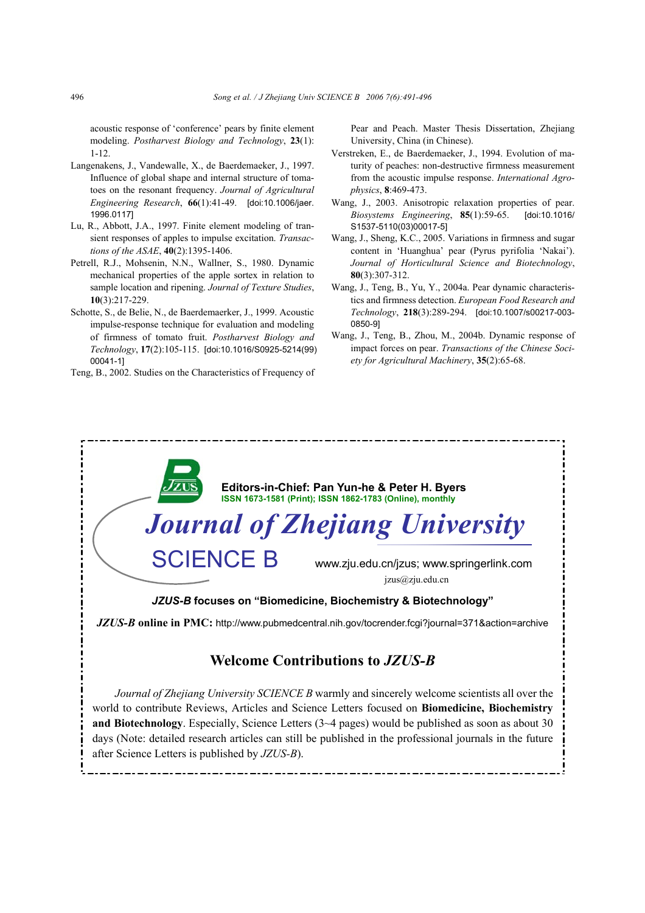acoustic response of 'conference' pears by finite element modeling. *Postharvest Biology and Technology*, **23**(1): 1-12.

Langenakens, J., Vandewalle, X., de Baerdemaeker, J., 1997. Influence of global shape and internal structure of tomatoes on the resonant frequency. *Journal of Agricultural Engineering Research*, **66**(1):41-49. [doi:10.1006/jaer.1996.0117]

Lu, R., Abbott, J.A., 1997. Finite element modeling of transient responses of apples to impulse excitation. *Transactions of the ASAE*, **40**(2):1395-1406.

Petrell, R.J., Mohsenin, N.N., Wallner, S., 1980. Dynamic mechanical properties of the apple sortex in relation to sample location and ripening. *Journal of Texture Studies*, **10**(3):217-229.

Schotte, S., de Belie, N., de Baerdemaerker, J., 1999. Acoustic impulse-response technique for evaluation and modeling of firmness of tomato fruit. *Postharvest Biology and Technology*, **17**(2):105-115. [doi:10.1016/S0925-5214(99)00041-1]

Teng, B., 2002. Studies on the Characteristics of Frequency of Pear and Peach. Master Thesis Dissertation, Zhejiang University, China (in Chinese).

Verstreken, E., de Baerdemaeker, J., 1994. Evolution of maturity of peaches: non-destructive firmness measurement from the acoustic impulse response. *International Agrophysics*, **8**:469-473.

Wang, J., 2003. Anisotropic relaxation properties of pear. *Biosystems Engineering*, **85**(1):59-65. [doi:10.1016/S1537-5110(03)00017-5]

Wang, J., Sheng, K.C., 2005. Variations in firmness and sugar content in 'Huanghua' pear (Pyrus pyrifolia 'Nakai'). *Journal of Horticultural Science and Biotechnology*, **80**(3):307-312.

Wang, J., Teng, B., Yu, Y., 2004a. Pear dynamic characteristics and firmness detection. *European Food Research and Technology*, **218**(3):289-294. [doi:10.1007/s00217-003-0850-9]

Wang, J., Teng, B., Zhou, M., 2004b. Dynamic response of impact forces on pear. *Transactions of the Chinese Society for Agricultural Machinery*, **35**(2):65-68.

---

**Editors-in-Chief: Pan Yun-he & Peter H. Byers**

**ISSN 1673-1581 (Print); ISSN 1862-1783 (Online), monthly**

***Journal of Zhejiang University***

SCIENCE B

www.zju.edu.cn/jzus; www.springerlink.com

jzus@zju.edu.cn

***JZUS-B* focuses on "Biomedicine, Biochemistry & Biotechnology"**

***JZUS-B* online in PMC:** http://www.pubmedcentral.nih.gov/tocrender.fcgi?journal=371&action=archive

## Welcome Contributions to *JZUS-B*

*Journal of Zhejiang University SCIENCE B* warmly and sincerely welcome scientists all over the world to contribute Reviews, Articles and Science Letters focused on **Biomedicine, Biochemistry and Biotechnology**. Especially, Science Letters (3~4 pages) would be published as soon as about 30 days (Note: detailed research articles can still be published in the professional journals in the future after Science Letters is published by *JZUS-B*).